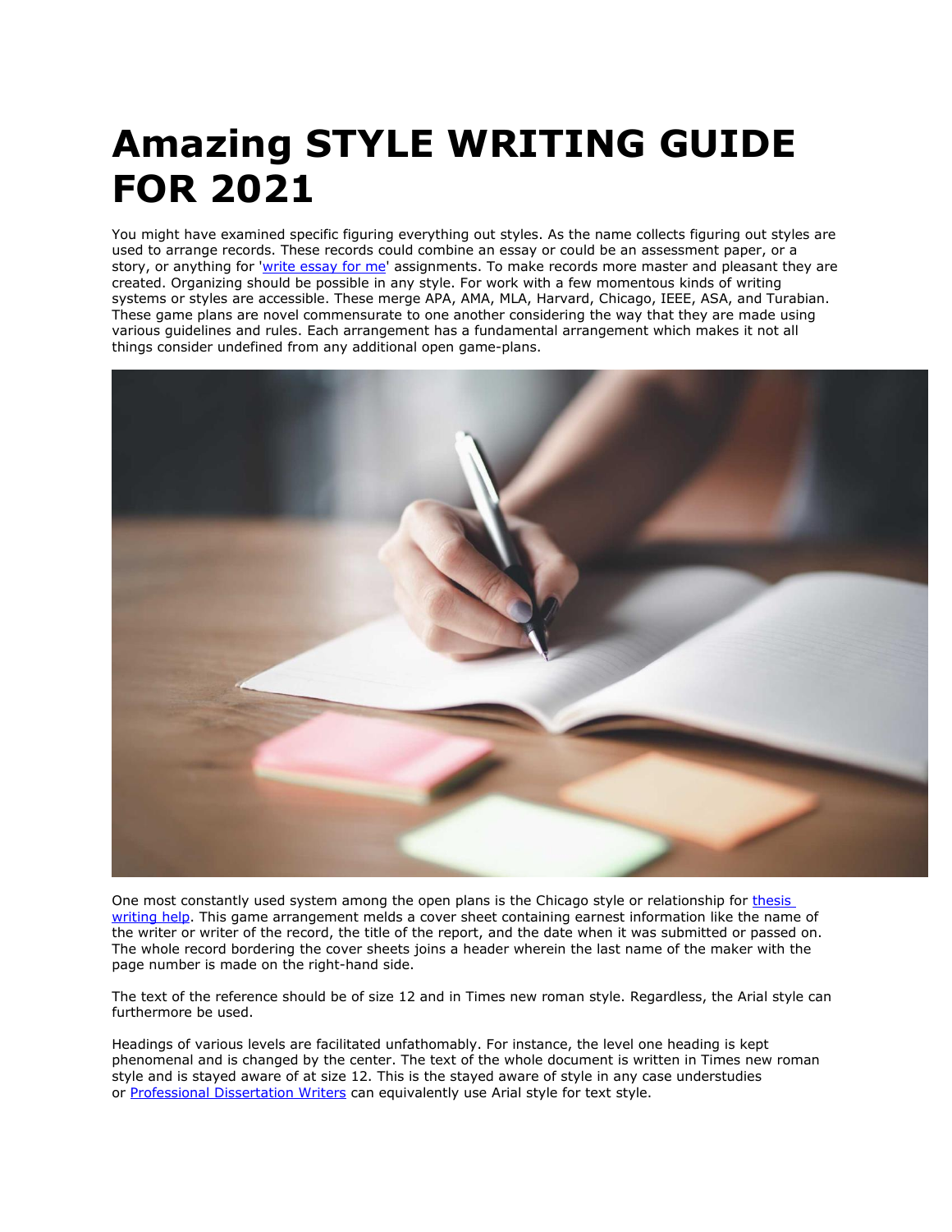# Amazing STYLE WRITING GUIDE FOR 2021

You might have examined specific figuring everything out styles. As the name collects figuring out styles are used to arrange records. These records could combine an essay or could be an assessment paper, or a story, or anything for '[write essay for me]' assignments. To make records more master and pleasant they are created. Organizing should be possible in any style. For work with a few momentous kinds of writing systems or styles are accessible. These merge APA, AMA, MLA, Harvard, Chicago, IEEE, ASA, and Turabian. These game plans are novel commensurate to one another considering the way that they are made using various guidelines and rules. Each arrangement has a fundamental arrangement which makes it not all things consider undefined from any additional open game-plans.

One most constantly used system among the open plans is the Chicago style or relationship for [thesis writing help]. This game arrangement melds a cover sheet containing earnest information like the name of the writer or writer of the record, the title of the report, and the date when it was submitted or passed on. The whole record bordering the cover sheets joins a header wherein the last name of the maker with the page number is made on the right-hand side.

The text of the reference should be of size 12 and in Times new roman style. Regardless, the Arial style can furthermore be used.

Headings of various levels are facilitated unfathomably. For instance, the level one heading is kept phenomenal and is changed by the center. The text of the whole document is written in Times new roman style and is stayed aware of at size 12. This is the stayed aware of style in any case understudies or [Professional Dissertation Writers] can equivalently use Arial style for text style.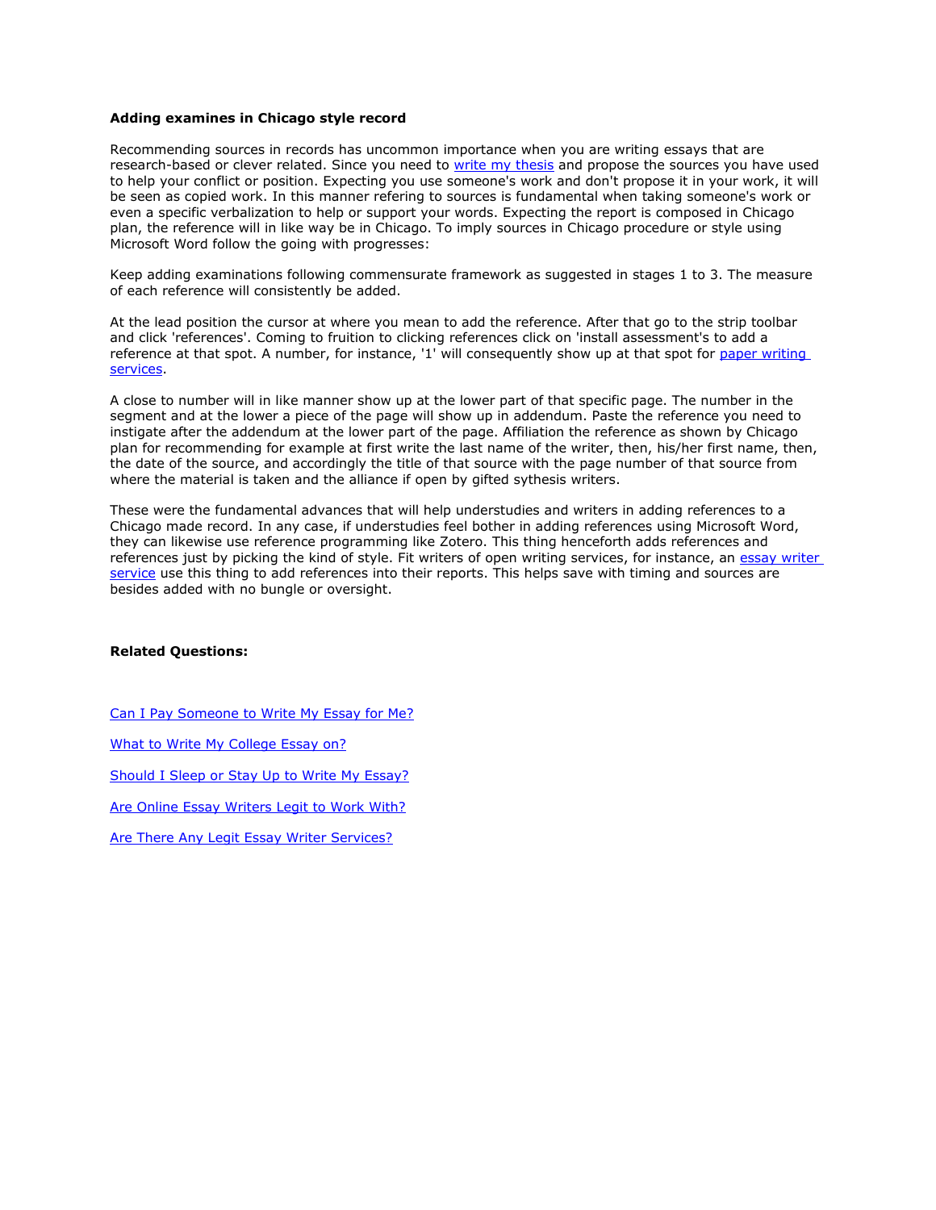**Adding examines in Chicago style record**

Recommending sources in records has uncommon importance when you are writing essays that are research-based or clever related. Since you need to write my thesis and propose the sources you have used to help your conflict or position. Expecting you use someone's work and don't propose it in your work, it will be seen as copied work. In this manner refering to sources is fundamental when taking someone's work or even a specific verbalization to help or support your words. Expecting the report is composed in Chicago plan, the reference will in like way be in Chicago. To imply sources in Chicago procedure or style using Microsoft Word follow the going with progresses:

Keep adding examinations following commensurate framework as suggested in stages 1 to 3. The measure of each reference will consistently be added.

At the lead position the cursor at where you mean to add the reference. After that go to the strip toolbar and click 'references'. Coming to fruition to clicking references click on 'install assessment's to add a reference at that spot. A number, for instance, '1' will consequently show up at that spot for paper writing services.

A close to number will in like manner show up at the lower part of that specific page. The number in the segment and at the lower a piece of the page will show up in addendum. Paste the reference you need to instigate after the addendum at the lower part of the page. Affiliation the reference as shown by Chicago plan for recommending for example at first write the last name of the writer, then, his/her first name, then, the date of the source, and accordingly the title of that source with the page number of that source from where the material is taken and the alliance if open by gifted sythesis writers.

These were the fundamental advances that will help understudies and writers in adding references to a Chicago made record. In any case, if understudies feel bother in adding references using Microsoft Word, they can likewise use reference programming like Zotero. This thing henceforth adds references and references just by picking the kind of style. Fit writers of open writing services, for instance, an essay writer service use this thing to add references into their reports. This helps save with timing and sources are besides added with no bungle or oversight.

**Related Questions:**

Can I Pay Someone to Write My Essay for Me?

What to Write My College Essay on?

Should I Sleep or Stay Up to Write My Essay?

Are Online Essay Writers Legit to Work With?

Are There Any Legit Essay Writer Services?